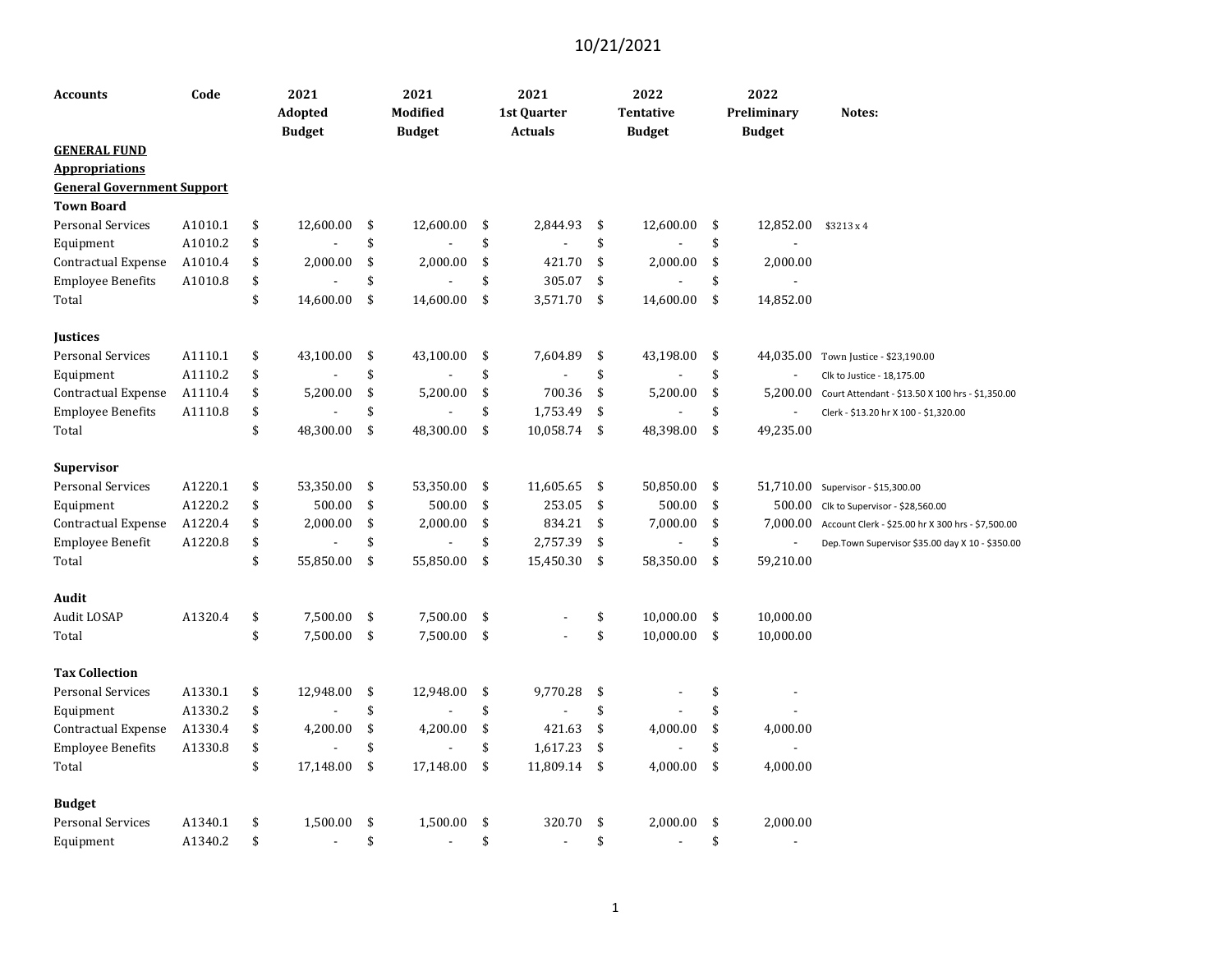10/21/2021

| Accounts | Code | 2021 Adopted Budget | 2021 Modified Budget | 2021 1st Quarter Actuals | 2022 Tentative Budget | 2022 Preliminary Budget | Notes: |
|---|---|---|---|---|---|---|---|
| **GENERAL FUND** | | | | | | | |
| **Appropriations** | | | | | | | |
| **General Government Support** | | | | | | | |
| **Town Board** | | | | | | | |
| Personal Services | A1010.1 | $ 12,600.00 | $ 12,600.00 | $ 2,844.93 | $ 12,600.00 | $ 12,852.00 | $3213 x 4 |
| Equipment | A1010.2 | $ - | $ - | $ - | $ - | $ - | |
| Contractual Expense | A1010.4 | $ 2,000.00 | $ 2,000.00 | $ 421.70 | $ 2,000.00 | $ 2,000.00 | |
| Employee Benefits | A1010.8 | $ - | $ - | $ 305.07 | $ - | $ - | |
| Total | | $ 14,600.00 | $ 14,600.00 | $ 3,571.70 | $ 14,600.00 | $ 14,852.00 | |
| | | | | | | | |
| **Justices** | | | | | | | |
| Personal Services | A1110.1 | $ 43,100.00 | $ 43,100.00 | $ 7,604.89 | $ 43,198.00 | $ 44,035.00 | Town Justice - $23,190.00 |
| Equipment | A1110.2 | $ - | $ - | $ - | $ - | $ - | Clk to Justice - 18,175.00 |
| Contractual Expense | A1110.4 | $ 5,200.00 | $ 5,200.00 | $ 700.36 | $ 5,200.00 | $ 5,200.00 | Court Attendant - $13.50 X 100 hrs - $1,350.00 |
| Employee Benefits | A1110.8 | $ - | $ - | $ 1,753.49 | $ - | $ - | Clerk - $13.20 hr X 100 - $1,320.00 |
| Total | | $ 48,300.00 | $ 48,300.00 | $ 10,058.74 | $ 48,398.00 | $ 49,235.00 | |
| | | | | | | | |
| **Supervisor** | | | | | | | |
| Personal Services | A1220.1 | $ 53,350.00 | $ 53,350.00 | $ 11,605.65 | $ 50,850.00 | $ 51,710.00 | Supervisor - $15,300.00 |
| Equipment | A1220.2 | $ 500.00 | $ 500.00 | $ 253.05 | $ 500.00 | $ 500.00 | Clk to Supervisor - $28,560.00 |
| Contractual Expense | A1220.4 | $ 2,000.00 | $ 2,000.00 | $ 834.21 | $ 7,000.00 | $ 7,000.00 | Account Clerk - $25.00 hr X 300 hrs - $7,500.00 |
| Employee Benefit | A1220.8 | $ - | $ - | $ 2,757.39 | $ - | $ - | Dep.Town Supervisor $35.00 day X 10 - $350.00 |
| Total | | $ 55,850.00 | $ 55,850.00 | $ 15,450.30 | $ 58,350.00 | $ 59,210.00 | |
| | | | | | | | |
| **Audit** | | | | | | | |
| Audit LOSAP | A1320.4 | $ 7,500.00 | $ 7,500.00 | $ - | $ 10,000.00 | $ 10,000.00 | |
| Total | | $ 7,500.00 | $ 7,500.00 | $ - | $ 10,000.00 | $ 10,000.00 | |
| | | | | | | | |
| **Tax Collection** | | | | | | | |
| Personal Services | A1330.1 | $ 12,948.00 | $ 12,948.00 | $ 9,770.28 | $ - | $ - | |
| Equipment | A1330.2 | $ - | $ - | $ - | $ - | $ - | |
| Contractual Expense | A1330.4 | $ 4,200.00 | $ 4,200.00 | $ 421.63 | $ 4,000.00 | $ 4,000.00 | |
| Employee Benefits | A1330.8 | $ - | $ - | $ 1,617.23 | $ - | $ - | |
| Total | | $ 17,148.00 | $ 17,148.00 | $ 11,809.14 | $ 4,000.00 | $ 4,000.00 | |
| | | | | | | | |
| **Budget** | | | | | | | |
| Personal Services | A1340.1 | $ 1,500.00 | $ 1,500.00 | $ 320.70 | $ 2,000.00 | $ 2,000.00 | |
| Equipment | A1340.2 | $ - | $ - | $ - | $ - | $ - | |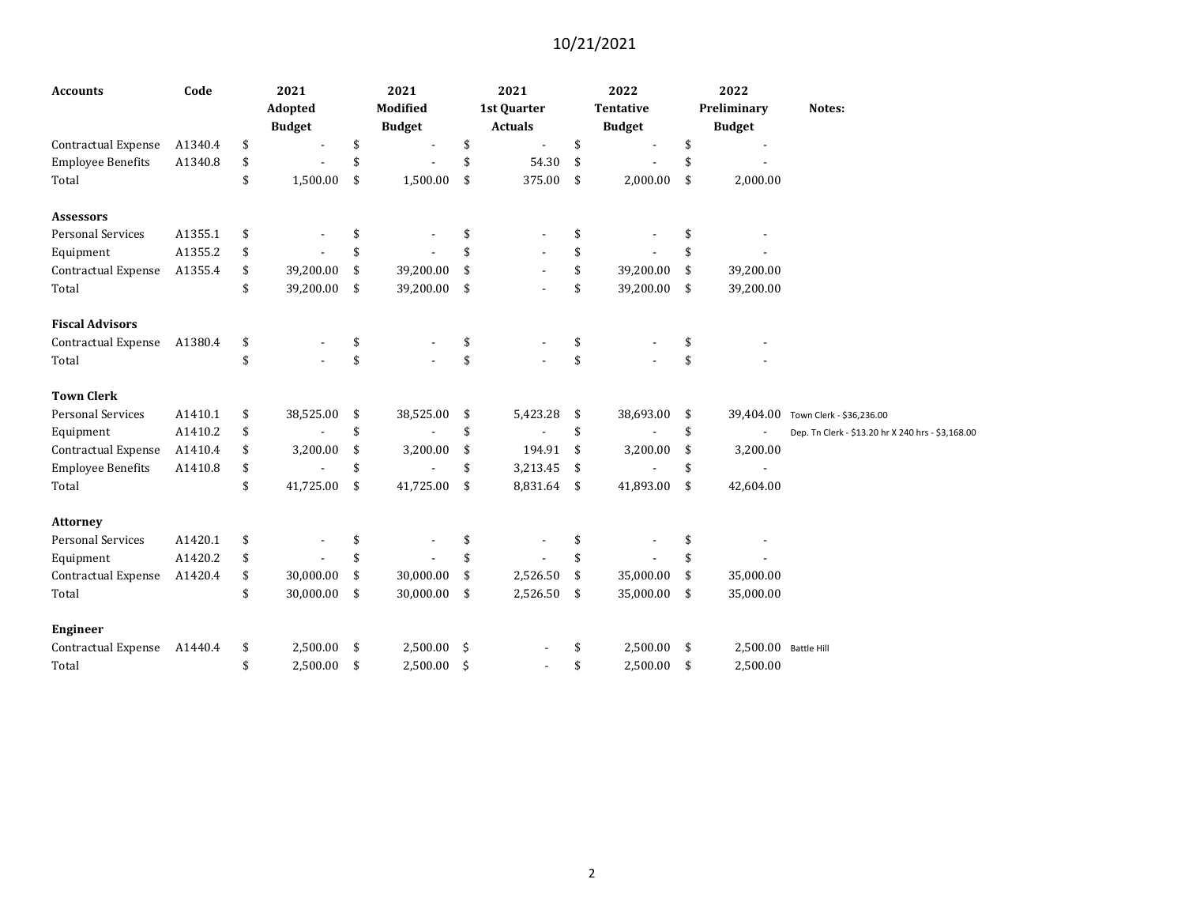10/21/2021

| Accounts | Code | 2021 Adopted Budget | 2021 Modified Budget | 2021 1st Quarter Actuals | 2022 Tentative Budget | 2022 Preliminary Budget | Notes: |
|---|---|---|---|---|---|---|---|
| Contractual Expense | A1340.4 | $ - | $ - | $ - | $ - | $ - | |
| Employee Benefits | A1340.8 | $ - | $ - | $ 54.30 | $ - | $ - | |
| Total | | $ 1,500.00 | $ 1,500.00 | $ 375.00 | $ 2,000.00 | $ 2,000.00 | |
| | | | | | | | |
| **Assessors** | | | | | | | |
| Personal Services | A1355.1 | $ - | $ - | $ - | $ - | $ - | |
| Equipment | A1355.2 | $ - | $ - | $ - | $ - | $ - | |
| Contractual Expense | A1355.4 | $ 39,200.00 | $ 39,200.00 | $ - | $ 39,200.00 | $ 39,200.00 | |
| Total | | $ 39,200.00 | $ 39,200.00 | $ - | $ 39,200.00 | $ 39,200.00 | |
| | | | | | | | |
| **Fiscal Advisors** | | | | | | | |
| Contractual Expense | A1380.4 | $ - | $ - | $ - | $ - | $ - | |
| Total | | $ - | $ - | $ - | $ - | $ - | |
| | | | | | | | |
| **Town Clerk** | | | | | | | |
| Personal Services | A1410.1 | $ 38,525.00 | $ 38,525.00 | $ 5,423.28 | $ 38,693.00 | $ 39,404.00 | Town Clerk - $36,236.00 |
| Equipment | A1410.2 | $ - | $ - | $ - | $ - | $ - | Dep. Tn Clerk - $13.20 hr X 240 hrs - $3,168.00 |
| Contractual Expense | A1410.4 | $ 3,200.00 | $ 3,200.00 | $ 194.91 | $ 3,200.00 | $ 3,200.00 | |
| Employee Benefits | A1410.8 | $ - | $ - | $ 3,213.45 | $ - | $ - | |
| Total | | $ 41,725.00 | $ 41,725.00 | $ 8,831.64 | $ 41,893.00 | $ 42,604.00 | |
| | | | | | | | |
| **Attorney** | | | | | | | |
| Personal Services | A1420.1 | $ - | $ - | $ - | $ - | $ - | |
| Equipment | A1420.2 | $ - | $ - | $ - | $ - | $ - | |
| Contractual Expense | A1420.4 | $ 30,000.00 | $ 30,000.00 | $ 2,526.50 | $ 35,000.00 | $ 35,000.00 | |
| Total | | $ 30,000.00 | $ 30,000.00 | $ 2,526.50 | $ 35,000.00 | $ 35,000.00 | |
| | | | | | | | |
| **Engineer** | | | | | | | |
| Contractual Expense | A1440.4 | $ 2,500.00 | $ 2,500.00 | $ - | $ 2,500.00 | $ 2,500.00 | Battle Hill |
| Total | | $ 2,500.00 | $ 2,500.00 | $ - | $ 2,500.00 | $ 2,500.00 | |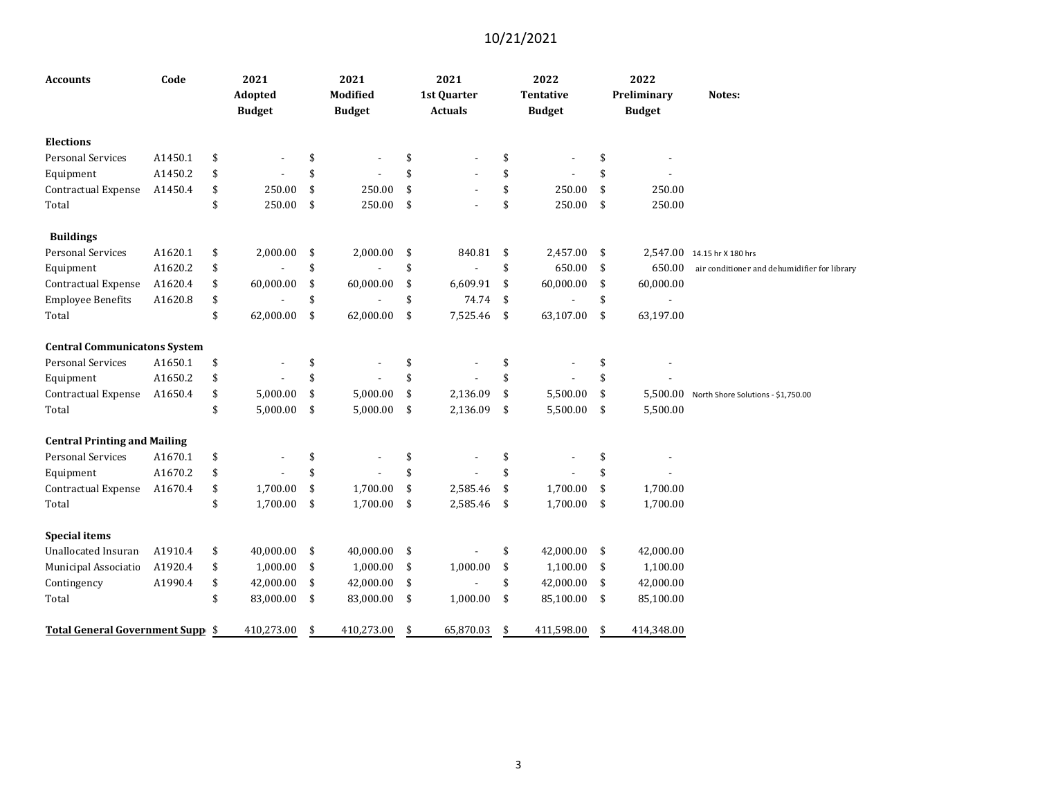10/21/2021

| Accounts | Code | 2021 Adopted Budget | 2021 Modified Budget | 2021 1st Quarter Actuals | 2022 Tentative Budget | 2022 Preliminary Budget | Notes: |
|---|---|---|---|---|---|---|---|
| **Elections** | | | | | | | |
| Personal Services | A1450.1 | $ - | $ - | $ - | $ - | $ - | |
| Equipment | A1450.2 | $ - | $ - | $ - | $ - | $ - | |
| Contractual Expense | A1450.4 | $ 250.00 | $ 250.00 | $ - | $ 250.00 | $ 250.00 | |
| Total | | $ 250.00 | $ 250.00 | $ - | $ 250.00 | $ 250.00 | |
| **Buildings** | | | | | | | |
| Personal Services | A1620.1 | $ 2,000.00 | $ 2,000.00 | $ 840.81 | $ 2,457.00 | $ 2,547.00 | 14.15 hr X 180 hrs |
| Equipment | A1620.2 | $ - | $ - | $ - | $ 650.00 | $ 650.00 | air conditioner and dehumidifier for library |
| Contractual Expense | A1620.4 | $ 60,000.00 | $ 60,000.00 | $ 6,609.91 | $ 60,000.00 | $ 60,000.00 | |
| Employee Benefits | A1620.8 | $ - | $ - | $ 74.74 | $ - | $ - | |
| Total | | $ 62,000.00 | $ 62,000.00 | $ 7,525.46 | $ 63,107.00 | $ 63,197.00 | |
| **Central Communicatons System** | | | | | | | |
| Personal Services | A1650.1 | $ - | $ - | $ - | $ - | $ - | |
| Equipment | A1650.2 | $ - | $ - | $ - | $ - | $ - | |
| Contractual Expense | A1650.4 | $ 5,000.00 | $ 5,000.00 | $ 2,136.09 | $ 5,500.00 | $ 5,500.00 | North Shore Solutions - $1,750.00 |
| Total | | $ 5,000.00 | $ 5,000.00 | $ 2,136.09 | $ 5,500.00 | $ 5,500.00 | |
| **Central Printing and Mailing** | | | | | | | |
| Personal Services | A1670.1 | $ - | $ - | $ - | $ - | $ - | |
| Equipment | A1670.2 | $ - | $ - | $ - | $ - | $ - | |
| Contractual Expense | A1670.4 | $ 1,700.00 | $ 1,700.00 | $ 2,585.46 | $ 1,700.00 | $ 1,700.00 | |
| Total | | $ 1,700.00 | $ 1,700.00 | $ 2,585.46 | $ 1,700.00 | $ 1,700.00 | |
| **Special items** | | | | | | | |
| Unallocated Insuran | A1910.4 | $ 40,000.00 | $ 40,000.00 | $ - | $ 42,000.00 | $ 42,000.00 | |
| Municipal Associatio | A1920.4 | $ 1,000.00 | $ 1,000.00 | $ 1,000.00 | $ 1,100.00 | $ 1,100.00 | |
| Contingency | A1990.4 | $ 42,000.00 | $ 42,000.00 | $ - | $ 42,000.00 | $ 42,000.00 | |
| Total | | $ 83,000.00 | $ 83,000.00 | $ 1,000.00 | $ 85,100.00 | $ 85,100.00 | |
| **Total General Government Supp** | | $ 410,273.00 | $ 410,273.00 | $ 65,870.03 | $ 411,598.00 | $ 414,348.00 | |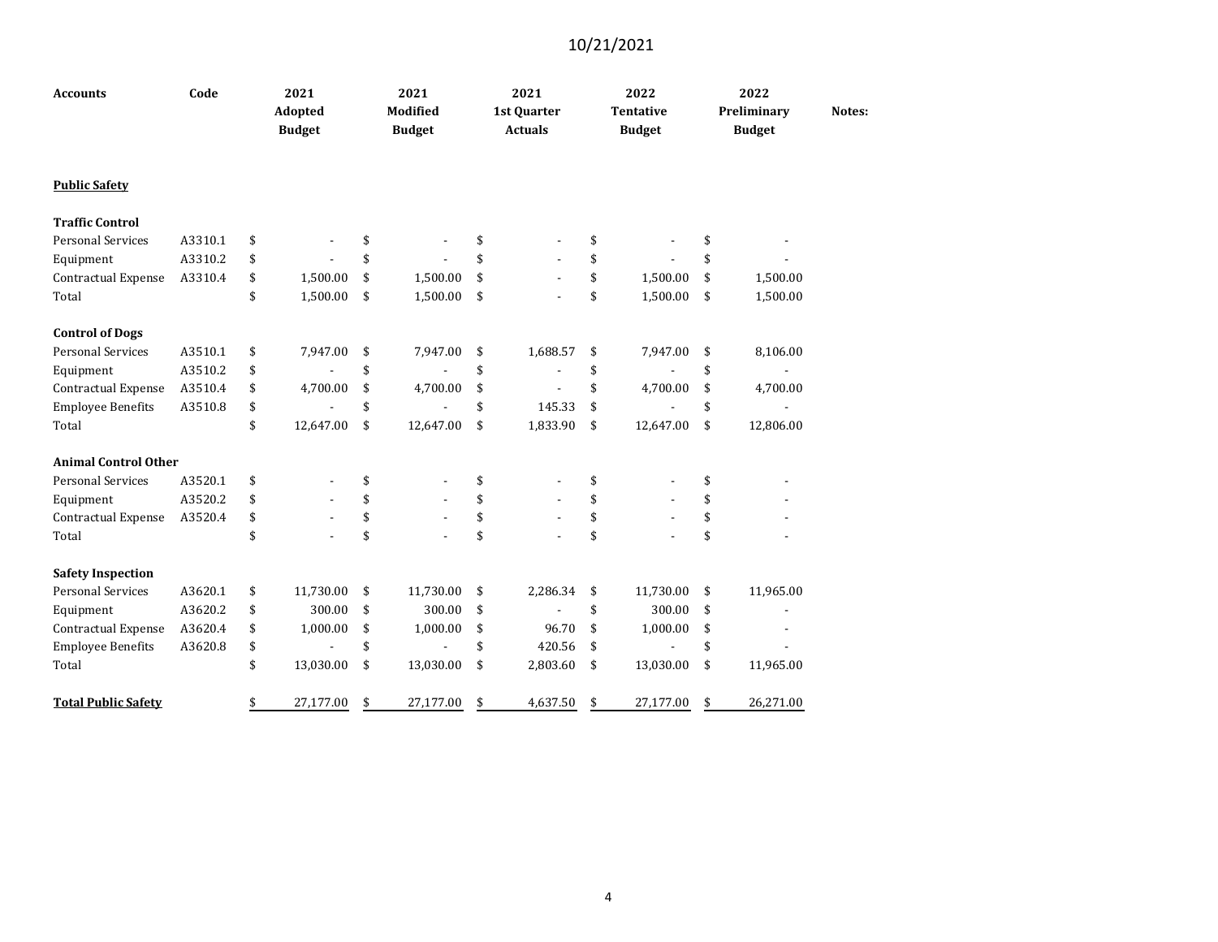10/21/2021

| Accounts | Code | 2021 Adopted Budget | 2021 Modified Budget | 2021 1st Quarter Actuals | 2022 Tentative Budget | 2022 Preliminary Budget | Notes: |
|---|---|---|---|---|---|---|---|
| **Public Safety** | | | | | | | |
| **Traffic Control** | | | | | | | |
| Personal Services | A3310.1 | $ - | $ - | $ - | $ - | $ - | |
| Equipment | A3310.2 | $ - | $ - | $ - | $ - | $ - | |
| Contractual Expense | A3310.4 | $ 1,500.00 | $ 1,500.00 | $ - | $ 1,500.00 | $ 1,500.00 | |
| Total | | $ 1,500.00 | $ 1,500.00 | $ - | $ 1,500.00 | $ 1,500.00 | |
| **Control of Dogs** | | | | | | | |
| Personal Services | A3510.1 | $ 7,947.00 | $ 7,947.00 | $ 1,688.57 | $ 7,947.00 | $ 8,106.00 | |
| Equipment | A3510.2 | $ - | $ - | $ - | $ - | $ - | |
| Contractual Expense | A3510.4 | $ 4,700.00 | $ 4,700.00 | $ - | $ 4,700.00 | $ 4,700.00 | |
| Employee Benefits | A3510.8 | $ - | $ - | $ 145.33 | $ - | $ - | |
| Total | | $ 12,647.00 | $ 12,647.00 | $ 1,833.90 | $ 12,647.00 | $ 12,806.00 | |
| **Animal Control Other** | | | | | | | |
| Personal Services | A3520.1 | $ - | $ - | $ - | $ - | $ - | |
| Equipment | A3520.2 | $ - | $ - | $ - | $ - | $ - | |
| Contractual Expense | A3520.4 | $ - | $ - | $ - | $ - | $ - | |
| Total | | $ - | $ - | $ - | $ - | $ - | |
| **Safety Inspection** | | | | | | | |
| Personal Services | A3620.1 | $ 11,730.00 | $ 11,730.00 | $ 2,286.34 | $ 11,730.00 | $ 11,965.00 | |
| Equipment | A3620.2 | $ 300.00 | $ 300.00 | $ - | $ 300.00 | $ - | |
| Contractual Expense | A3620.4 | $ 1,000.00 | $ 1,000.00 | $ 96.70 | $ 1,000.00 | $ - | |
| Employee Benefits | A3620.8 | $ - | $ - | $ 420.56 | $ - | $ - | |
| Total | | $ 13,030.00 | $ 13,030.00 | $ 2,803.60 | $ 13,030.00 | $ 11,965.00 | |
| **Total Public Safety** | | $ 27,177.00 | $ 27,177.00 | $ 4,637.50 | $ 27,177.00 | $ 26,271.00 | |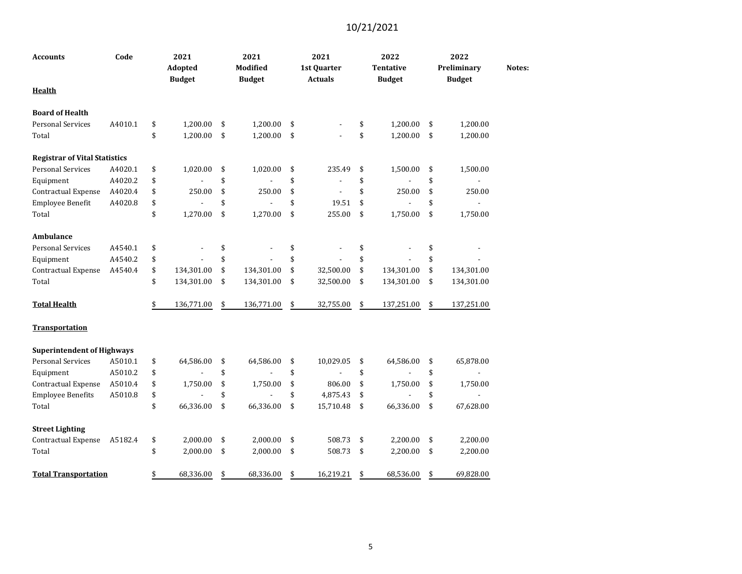10/21/2021

| Accounts | Code | 2021 Adopted Budget | 2021 Modified Budget | 2021 1st Quarter Actuals | 2022 Tentative Budget | 2022 Preliminary Budget | Notes: |
|---|---|---|---|---|---|---|---|
| **Health** | | | | | | | |
| | | | | | | | |
| **Board of Health** | | | | | | | |
| Personal Services | A4010.1 | $ 1,200.00 | $ 1,200.00 | $ - | $ 1,200.00 | $ 1,200.00 | |
| Total | | $ 1,200.00 | $ 1,200.00 | $ - | $ 1,200.00 | $ 1,200.00 | |
| | | | | | | | |
| **Registrar of Vital Statistics** | | | | | | | |
| Personal Services | A4020.1 | $ 1,020.00 | $ 1,020.00 | $ 235.49 | $ 1,500.00 | $ 1,500.00 | |
| Equipment | A4020.2 | $ - | $ - | $ - | $ - | $ - | |
| Contractual Expense | A4020.4 | $ 250.00 | $ 250.00 | $ - | $ 250.00 | $ 250.00 | |
| Employee Benefit | A4020.8 | $ - | $ - | $ 19.51 | $ - | $ - | |
| Total | | $ 1,270.00 | $ 1,270.00 | $ 255.00 | $ 1,750.00 | $ 1,750.00 | |
| | | | | | | | |
| **Ambulance** | | | | | | | |
| Personal Services | A4540.1 | $ - | $ - | $ - | $ - | $ - | |
| Equipment | A4540.2 | $ - | $ - | $ - | $ - | $ - | |
| Contractual Expense | A4540.4 | $ 134,301.00 | $ 134,301.00 | $ 32,500.00 | $ 134,301.00 | $ 134,301.00 | |
| Total | | $ 134,301.00 | $ 134,301.00 | $ 32,500.00 | $ 134,301.00 | $ 134,301.00 | |
| | | | | | | | |
| **Total Health** | | $ 136,771.00 | $ 136,771.00 | $ 32,755.00 | $ 137,251.00 | $ 137,251.00 | |
| | | | | | | | |
| **Transportation** | | | | | | | |
| | | | | | | | |
| **Superintendent of Highways** | | | | | | | |
| Personal Services | A5010.1 | $ 64,586.00 | $ 64,586.00 | $ 10,029.05 | $ 64,586.00 | $ 65,878.00 | |
| Equipment | A5010.2 | $ - | $ - | $ - | $ - | $ - | |
| Contractual Expense | A5010.4 | $ 1,750.00 | $ 1,750.00 | $ 806.00 | $ 1,750.00 | $ 1,750.00 | |
| Employee Benefits | A5010.8 | $ - | $ - | $ 4,875.43 | $ - | $ - | |
| Total | | $ 66,336.00 | $ 66,336.00 | $ 15,710.48 | $ 66,336.00 | $ 67,628.00 | |
| | | | | | | | |
| **Street Lighting** | | | | | | | |
| Contractual Expense | A5182.4 | $ 2,000.00 | $ 2,000.00 | $ 508.73 | $ 2,200.00 | $ 2,200.00 | |
| Total | | $ 2,000.00 | $ 2,000.00 | $ 508.73 | $ 2,200.00 | $ 2,200.00 | |
| | | | | | | | |
| **Total Transportation** | | $ 68,336.00 | $ 68,336.00 | $ 16,219.21 | $ 68,536.00 | $ 69,828.00 | |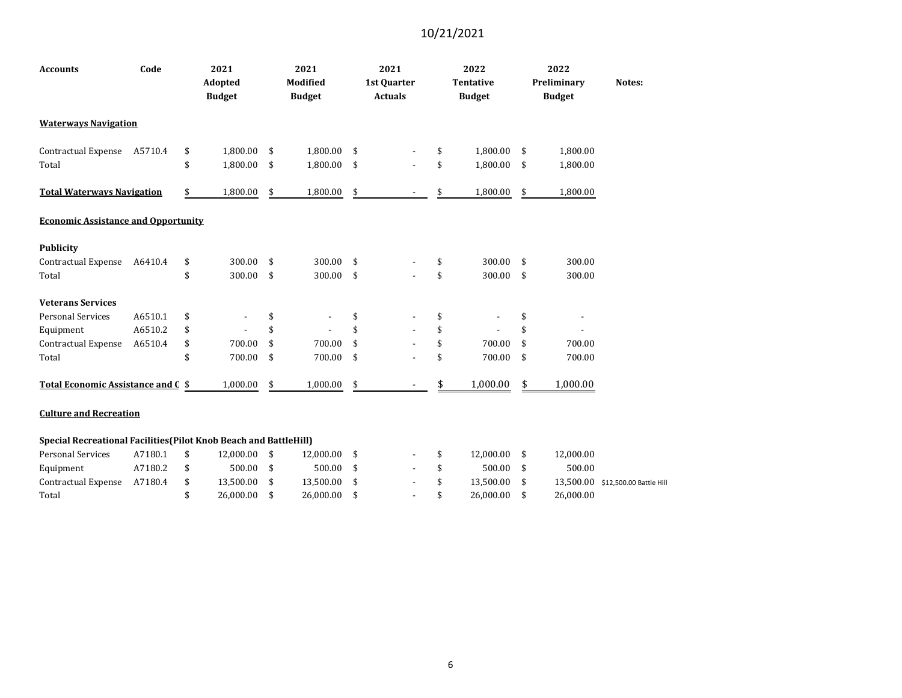10/21/2021

| Accounts | Code | 2021 Adopted Budget | 2021 Modified Budget | 2021 1st Quarter Actuals | 2022 Tentative Budget | 2022 Preliminary Budget | Notes: |
|---|---|---|---|---|---|---|---|
| **Waterways Navigation** | | | | | | | |
| Contractual Expense | A5710.4 | $ 1,800.00 | $ 1,800.00 | $ - | $ 1,800.00 | $ 1,800.00 | |
| Total | | $ 1,800.00 | $ 1,800.00 | $ - | $ 1,800.00 | $ 1,800.00 | |
| **Total Waterways Navigation** | | $ 1,800.00 | $ 1,800.00 | $ - | $ 1,800.00 | $ 1,800.00 | |
| **Economic Assistance and Opportunity** | | | | | | | |
| **Publicity** | | | | | | | |
| Contractual Expense | A6410.4 | $ 300.00 | $ 300.00 | $ - | $ 300.00 | $ 300.00 | |
| Total | | $ 300.00 | $ 300.00 | $ - | $ 300.00 | $ 300.00 | |
| **Veterans Services** | | | | | | | |
| Personal Services | A6510.1 | $ - | $ - | $ - | $ - | $ - | |
| Equipment | A6510.2 | $ - | $ - | $ - | $ - | $ - | |
| Contractual Expense | A6510.4 | $ 700.00 | $ 700.00 | $ - | $ 700.00 | $ 700.00 | |
| Total | | $ 700.00 | $ 700.00 | $ - | $ 700.00 | $ 700.00 | |
| **Total Economic Assistance and C** | | $ 1,000.00 | $ 1,000.00 | $ - | $ 1,000.00 | $ 1,000.00 | |
| **Culture and Recreation** | | | | | | | |
| **Special Recreational Facilities(Pilot Knob Beach and BattleHill)** | | | | | | | |
| Personal Services | A7180.1 | $ 12,000.00 | $ 12,000.00 | $ - | $ 12,000.00 | $ 12,000.00 | |
| Equipment | A7180.2 | $ 500.00 | $ 500.00 | $ - | $ 500.00 | $ 500.00 | |
| Contractual Expense | A7180.4 | $ 13,500.00 | $ 13,500.00 | $ - | $ 13,500.00 | $ 13,500.00 | $12,500.00 Battle Hill |
| Total | | $ 26,000.00 | $ 26,000.00 | $ - | $ 26,000.00 | $ 26,000.00 | |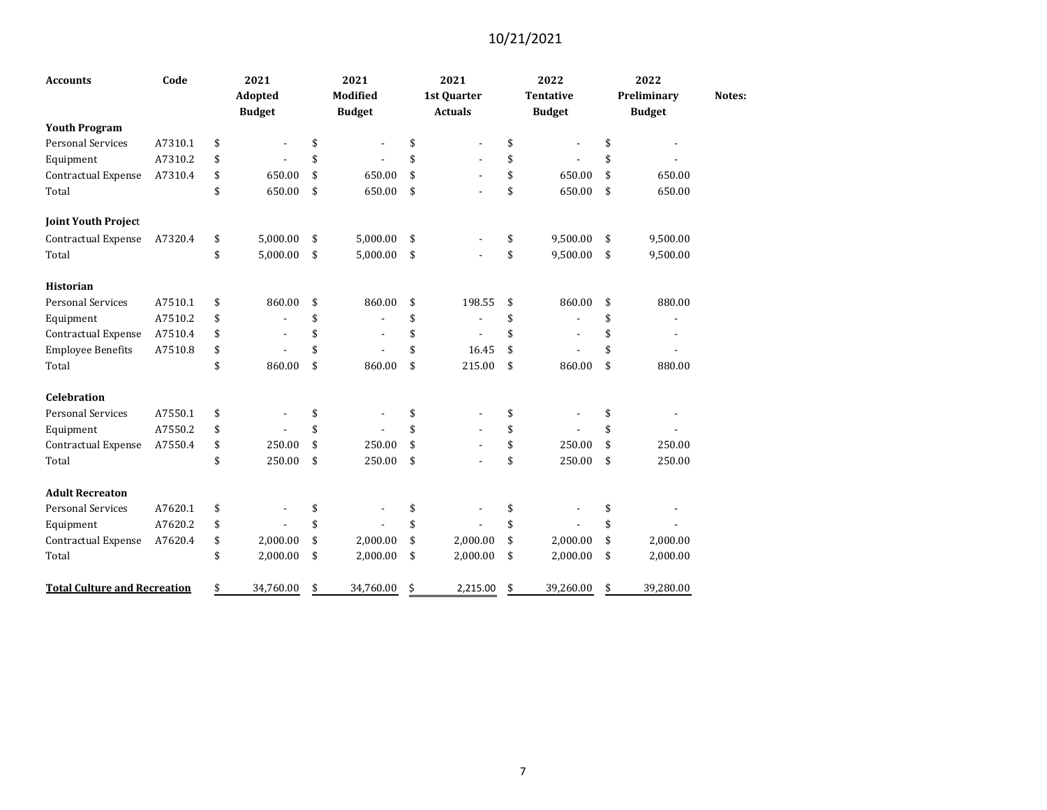10/21/2021

| Accounts | Code | 2021 Adopted Budget | 2021 Modified Budget | 2021 1st Quarter Actuals | 2022 Tentative Budget | 2022 Preliminary Budget | Notes: |
|---|---|---|---|---|---|---|---|
| **Youth Program** | | | | | | | |
| Personal Services | A7310.1 | $ - | $ - | $ - | $ - | $ - | |
| Equipment | A7310.2 | $ - | $ - | $ - | $ - | $ - | |
| Contractual Expense | A7310.4 | $ 650.00 | $ 650.00 | $ - | $ 650.00 | $ 650.00 | |
| Total | | $ 650.00 | $ 650.00 | $ - | $ 650.00 | $ 650.00 | |
| **Joint Youth Project** | | | | | | | |
| Contractual Expense | A7320.4 | $ 5,000.00 | $ 5,000.00 | $ - | $ 9,500.00 | $ 9,500.00 | |
| Total | | $ 5,000.00 | $ 5,000.00 | $ - | $ 9,500.00 | $ 9,500.00 | |
| **Historian** | | | | | | | |
| Personal Services | A7510.1 | $ 860.00 | $ 860.00 | $ 198.55 | $ 860.00 | $ 880.00 | |
| Equipment | A7510.2 | $ - | $ - | $ - | $ - | $ - | |
| Contractual Expense | A7510.4 | $ - | $ - | $ - | $ - | $ - | |
| Employee Benefits | A7510.8 | $ - | $ - | $ 16.45 | $ - | $ - | |
| Total | | $ 860.00 | $ 860.00 | $ 215.00 | $ 860.00 | $ 880.00 | |
| **Celebration** | | | | | | | |
| Personal Services | A7550.1 | $ - | $ - | $ - | $ - | $ - | |
| Equipment | A7550.2 | $ - | $ - | $ - | $ - | $ - | |
| Contractual Expense | A7550.4 | $ 250.00 | $ 250.00 | $ - | $ 250.00 | $ 250.00 | |
| Total | | $ 250.00 | $ 250.00 | $ - | $ 250.00 | $ 250.00 | |
| **Adult Recreaton** | | | | | | | |
| Personal Services | A7620.1 | $ - | $ - | $ - | $ - | $ - | |
| Equipment | A7620.2 | $ - | $ - | $ - | $ - | $ - | |
| Contractual Expense | A7620.4 | $ 2,000.00 | $ 2,000.00 | $ 2,000.00 | $ 2,000.00 | $ 2,000.00 | |
| Total | | $ 2,000.00 | $ 2,000.00 | $ 2,000.00 | $ 2,000.00 | $ 2,000.00 | |
| **Total Culture and Recreation** | | $ 34,760.00 | $ 34,760.00 | $ 2,215.00 | $ 39,260.00 | $ 39,280.00 | |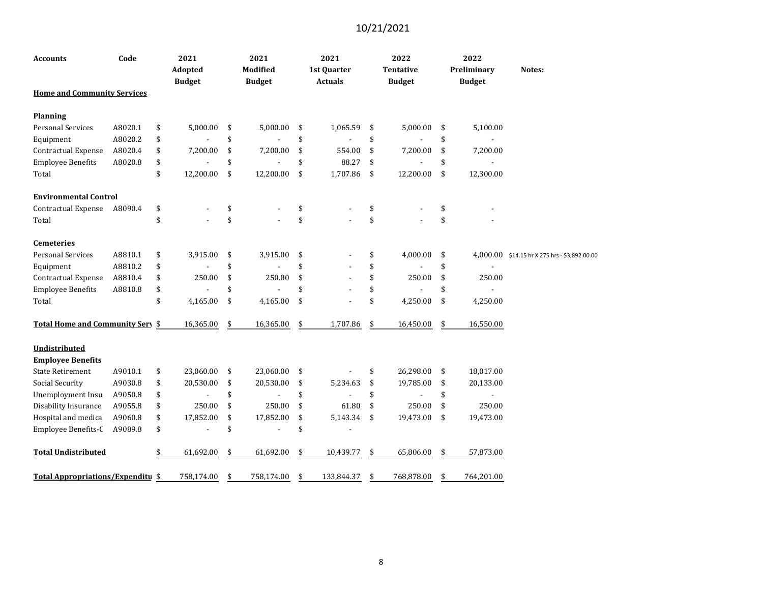10/21/2021

| Accounts | Code | 2021 Adopted Budget | 2021 Modified Budget | 2021 1st Quarter Actuals | 2022 Tentative Budget | 2022 Preliminary Budget | Notes: |
|---|---|---|---|---|---|---|---|
| **Home and Community Services** | | | | | | | |
| **Planning** | | | | | | | |
| Personal Services | A8020.1 | $ 5,000.00 | $ 5,000.00 | $ 1,065.59 | $ 5,000.00 | $ 5,100.00 | |
| Equipment | A8020.2 | $ - | $ - | $ - | $ - | $ - | |
| Contractual Expense | A8020.4 | $ 7,200.00 | $ 7,200.00 | $ 554.00 | $ 7,200.00 | $ 7,200.00 | |
| Employee Benefits | A8020.8 | $ - | $ - | $ 88.27 | $ - | $ - | |
| Total | | $ 12,200.00 | $ 12,200.00 | $ 1,707.86 | $ 12,200.00 | $ 12,300.00 | |
| **Environmental Control** | | | | | | | |
| Contractual Expense | A8090.4 | $ - | $ - | $ - | $ - | $ - | |
| Total | | $ - | $ - | $ - | $ - | $ - | |
| **Cemeteries** | | | | | | | |
| Personal Services | A8810.1 | $ 3,915.00 | $ 3,915.00 | $ - | $ 4,000.00 | $ 4,000.00 | $14.15 hr X 275 hrs - $3,892.00.00 |
| Equipment | A8810.2 | $ - | $ - | $ - | $ - | $ - | |
| Contractual Expense | A8810.4 | $ 250.00 | $ 250.00 | $ - | $ 250.00 | $ 250.00 | |
| Employee Benefits | A8810.8 | $ - | $ - | $ - | $ - | $ - | |
| Total | | $ 4,165.00 | $ 4,165.00 | $ - | $ 4,250.00 | $ 4,250.00 | |
| **Total Home and Community Serv** | | $ 16,365.00 | $ 16,365.00 | $ 1,707.86 | $ 16,450.00 | $ 16,550.00 | |
| **Undistributed** | | | | | | | |
| **Employee Benefits** | | | | | | | |
| State Retirement | A9010.1 | $ 23,060.00 | $ 23,060.00 | $ - | $ 26,298.00 | $ 18,017.00 | |
| Social Security | A9030.8 | $ 20,530.00 | $ 20,530.00 | $ 5,234.63 | $ 19,785.00 | $ 20,133.00 | |
| Unemployment Insu | A9050.8 | $ - | $ - | $ - | $ - | $ - | |
| Disability Insurance | A9055.8 | $ 250.00 | $ 250.00 | $ 61.80 | $ 250.00 | $ 250.00 | |
| Hospital and medica | A9060.8 | $ 17,852.00 | $ 17,852.00 | $ 5,143.34 | $ 19,473.00 | $ 19,473.00 | |
| Employee Benefits-C | A9089.8 | $ - | $ - | $ - | | | |
| **Total Undistributed** | | $ 61,692.00 | $ 61,692.00 | $ 10,439.77 | $ 65,806.00 | $ 57,873.00 | |
| **Total Appropriations/Expenditu** | | $ 758,174.00 | $ 758,174.00 | $ 133,844.37 | $ 768,878.00 | $ 764,201.00 | |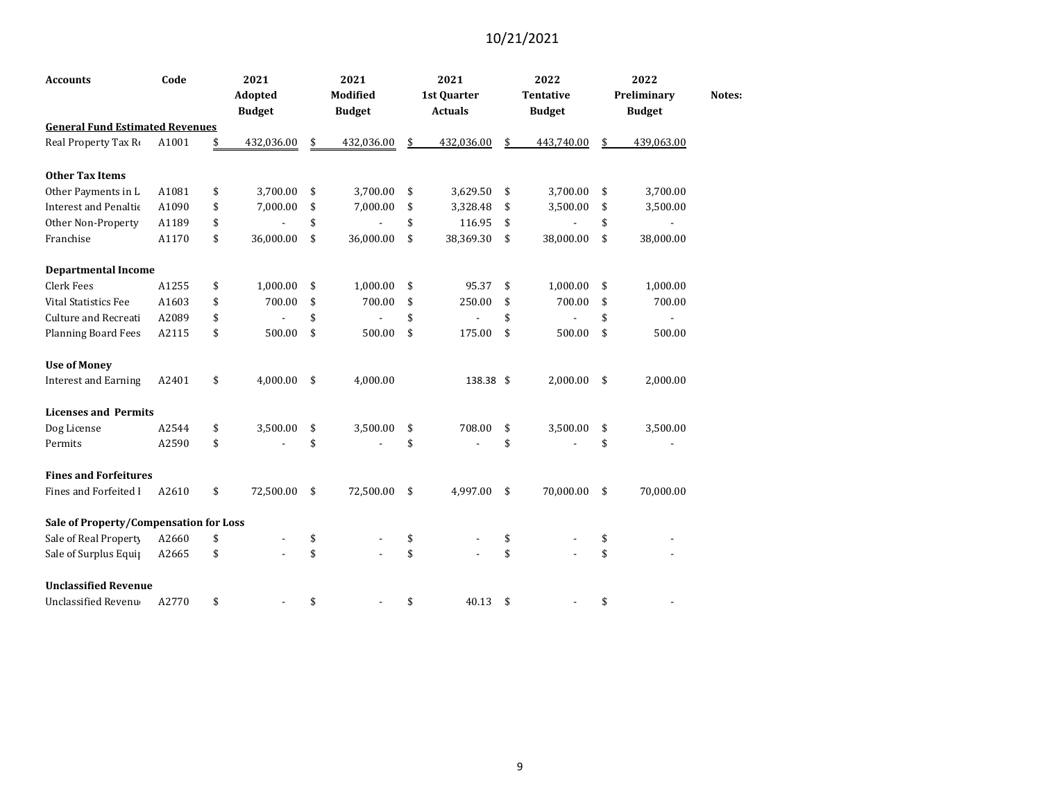10/21/2021

| Accounts | Code | 2021 Adopted Budget | 2021 Modified Budget | 2021 1st Quarter Actuals | 2022 Tentative Budget | 2022 Preliminary Budget | Notes: |
|---|---|---|---|---|---|---|---|
| **General Fund Estimated Revenues** | | | | | | | |
| Real Property Tax Re | A1001 | $ 432,036.00 | $ 432,036.00 | $ 432,036.00 | $ 443,740.00 | $ 439,063.00 | |
| | | | | | | | |
| **Other Tax Items** | | | | | | | |
| Other Payments in L | A1081 | $ 3,700.00 | $ 3,700.00 | $ 3,629.50 | $ 3,700.00 | $ 3,700.00 | |
| Interest and Penaltie | A1090 | $ 7,000.00 | $ 7,000.00 | $ 3,328.48 | $ 3,500.00 | $ 3,500.00 | |
| Other Non-Property | A1189 | $ - | $ - | $ 116.95 | $ - | $ - | |
| Franchise | A1170 | $ 36,000.00 | $ 36,000.00 | $ 38,369.30 | $ 38,000.00 | $ 38,000.00 | |
| | | | | | | | |
| **Departmental Income** | | | | | | | |
| Clerk Fees | A1255 | $ 1,000.00 | $ 1,000.00 | $ 95.37 | $ 1,000.00 | $ 1,000.00 | |
| Vital Statistics Fee | A1603 | $ 700.00 | $ 700.00 | $ 250.00 | $ 700.00 | $ 700.00 | |
| Culture and Recreati | A2089 | $ - | $ - | $ - | $ - | $ - | |
| Planning Board Fees | A2115 | $ 500.00 | $ 500.00 | $ 175.00 | $ 500.00 | $ 500.00 | |
| | | | | | | | |
| **Use of Money** | | | | | | | |
| Interest and Earning | A2401 | $ 4,000.00 | $ 4,000.00 | 138.38 | $ 2,000.00 | $ 2,000.00 | |
| | | | | | | | |
| **Licenses and Permits** | | | | | | | |
| Dog License | A2544 | $ 3,500.00 | $ 3,500.00 | $ 708.00 | $ 3,500.00 | $ 3,500.00 | |
| Permits | A2590 | $ - | $ - | $ - | $ - | $ - | |
| | | | | | | | |
| **Fines and Forfeitures** | | | | | | | |
| Fines and Forfeited I | A2610 | $ 72,500.00 | $ 72,500.00 | $ 4,997.00 | $ 70,000.00 | $ 70,000.00 | |
| | | | | | | | |
| **Sale of Property/Compensation for Loss** | | | | | | | |
| Sale of Real Property | A2660 | $ - | $ - | $ - | $ - | $ - | |
| Sale of Surplus Equip | A2665 | $ - | $ - | $ - | $ - | $ - | |
| | | | | | | | |
| **Unclassified Revenue** | | | | | | | |
| Unclassified Revenue | A2770 | $ - | $ - | $ 40.13 | $ - | $ - | |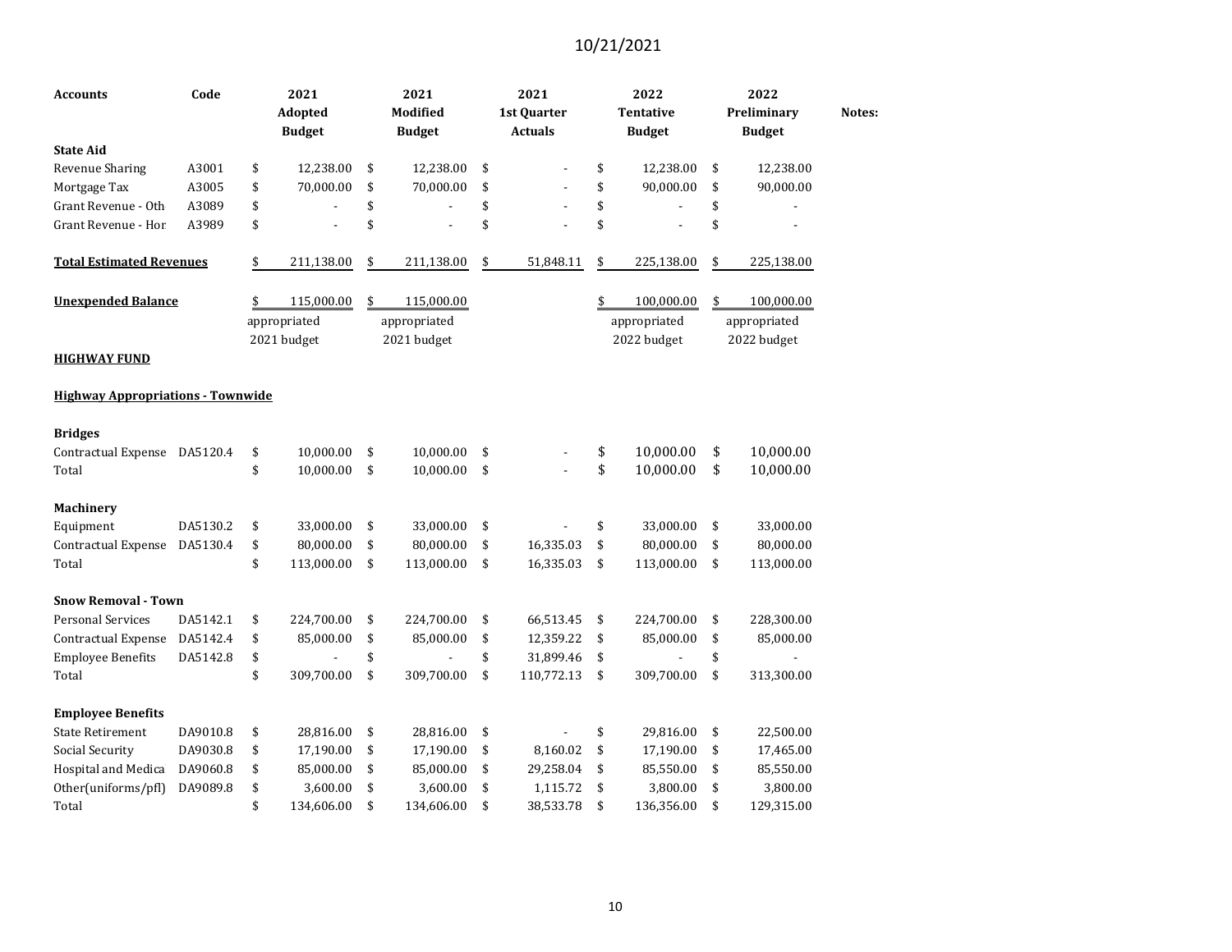10/21/2021

| Accounts | Code | 2021 Adopted Budget | 2021 Modified Budget | 2021 1st Quarter Actuals | 2022 Tentative Budget | 2022 Preliminary Budget | Notes: |
|---|---|---|---|---|---|---|---|
| **State Aid** | | | | | | | |
| Revenue Sharing | A3001 | $ 12,238.00 | $ 12,238.00 | $ - | $ 12,238.00 | $ 12,238.00 | |
| Mortgage Tax | A3005 | $ 70,000.00 | $ 70,000.00 | $ - | $ 90,000.00 | $ 90,000.00 | |
| Grant Revenue - Oth | A3089 | $ - | $ - | $ - | $ - | $ - | |
| Grant Revenue - Hor | A3989 | $ - | $ - | $ - | $ - | $ - | |
| **Total Estimated Revenues** | | $ 211,138.00 | $ 211,138.00 | $ 51,848.11 | $ 225,138.00 | $ 225,138.00 | |
| **Unexpended Balance** | | $ 115,000.00 appropriated 2021 budget | $ 115,000.00 appropriated 2021 budget | | $ 100,000.00 appropriated 2022 budget | $ 100,000.00 appropriated 2022 budget | |
| **HIGHWAY FUND** | | | | | | | |
| **Highway Appropriations - Townwide** | | | | | | | |
| **Bridges** | | | | | | | |
| Contractual Expense | DA5120.4 | $ 10,000.00 | $ 10,000.00 | $ - | $ 10,000.00 | $ 10,000.00 | |
| Total | | $ 10,000.00 | $ 10,000.00 | $ - | $ 10,000.00 | $ 10,000.00 | |
| **Machinery** | | | | | | | |
| Equipment | DA5130.2 | $ 33,000.00 | $ 33,000.00 | $ - | $ 33,000.00 | $ 33,000.00 | |
| Contractual Expense | DA5130.4 | $ 80,000.00 | $ 80,000.00 | $ 16,335.03 | $ 80,000.00 | $ 80,000.00 | |
| Total | | $ 113,000.00 | $ 113,000.00 | $ 16,335.03 | $ 113,000.00 | $ 113,000.00 | |
| **Snow Removal - Town** | | | | | | | |
| Personal Services | DA5142.1 | $ 224,700.00 | $ 224,700.00 | $ 66,513.45 | $ 224,700.00 | $ 228,300.00 | |
| Contractual Expense | DA5142.4 | $ 85,000.00 | $ 85,000.00 | $ 12,359.22 | $ 85,000.00 | $ 85,000.00 | |
| Employee Benefits | DA5142.8 | $ - | $ - | $ 31,899.46 | $ - | $ - | |
| Total | | $ 309,700.00 | $ 309,700.00 | $ 110,772.13 | $ 309,700.00 | $ 313,300.00 | |
| **Employee Benefits** | | | | | | | |
| State Retirement | DA9010.8 | $ 28,816.00 | $ 28,816.00 | $ - | $ 29,816.00 | $ 22,500.00 | |
| Social Security | DA9030.8 | $ 17,190.00 | $ 17,190.00 | $ 8,160.02 | $ 17,190.00 | $ 17,465.00 | |
| Hospital and Medica | DA9060.8 | $ 85,000.00 | $ 85,000.00 | $ 29,258.04 | $ 85,550.00 | $ 85,550.00 | |
| Other(uniforms/pfl) | DA9089.8 | $ 3,600.00 | $ 3,600.00 | $ 1,115.72 | $ 3,800.00 | $ 3,800.00 | |
| Total | | $ 134,606.00 | $ 134,606.00 | $ 38,533.78 | $ 136,356.00 | $ 129,315.00 | |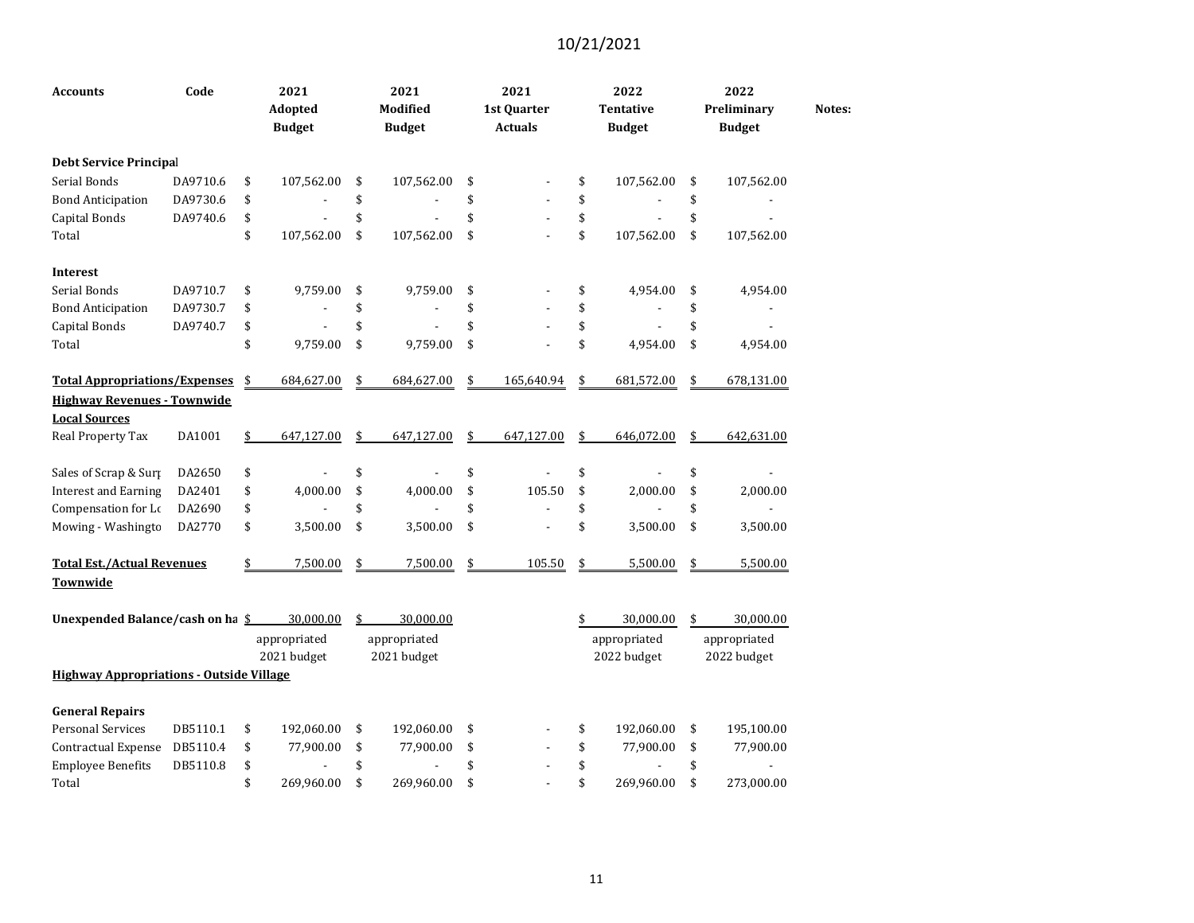10/21/2021

| Accounts | Code | 2021 Adopted Budget | 2021 Modified Budget | 2021 1st Quarter Actuals | 2022 Tentative Budget | 2022 Preliminary Budget | Notes: |
|---|---|---|---|---|---|---|---|
| **Debt Service Principal** | | | | | | | |
| Serial Bonds | DA9710.6 | $ 107,562.00 | $ 107,562.00 | $ - | $ 107,562.00 | $ 107,562.00 | |
| Bond Anticipation | DA9730.6 | $ - | $ - | $ - | $ - | $ - | |
| Capital Bonds | DA9740.6 | $ - | $ - | $ - | $ - | $ - | |
| Total | | $ 107,562.00 | $ 107,562.00 | $ - | $ 107,562.00 | $ 107,562.00 | |
| **Interest** | | | | | | | |
| Serial Bonds | DA9710.7 | $ 9,759.00 | $ 9,759.00 | $ - | $ 4,954.00 | $ 4,954.00 | |
| Bond Anticipation | DA9730.7 | $ - | $ - | $ - | $ - | $ - | |
| Capital Bonds | DA9740.7 | $ - | $ - | $ - | $ - | $ - | |
| Total | | $ 9,759.00 | $ 9,759.00 | $ - | $ 4,954.00 | $ 4,954.00 | |
| **Total Appropriations/Expenses** | | $ 684,627.00 | $ 684,627.00 | $ 165,640.94 | $ 681,572.00 | $ 678,131.00 | |
| **Highway Revenues - Townwide** | | | | | | | |
| **Local Sources** | | | | | | | |
| Real Property Tax | DA1001 | $ 647,127.00 | $ 647,127.00 | $ 647,127.00 | $ 646,072.00 | $ 642,631.00 | |
| Sales of Scrap & Surp | DA2650 | $ - | $ - | $ - | $ - | $ - | |
| Interest and Earning | DA2401 | $ 4,000.00 | $ 4,000.00 | $ 105.50 | $ 2,000.00 | $ 2,000.00 | |
| Compensation for Lo | DA2690 | $ - | $ - | $ - | $ - | $ - | |
| Mowing - Washingto | DA2770 | $ 3,500.00 | $ 3,500.00 | $ - | $ 3,500.00 | $ 3,500.00 | |
| **Total Est./Actual Revenues Townwide** | | $ 7,500.00 | $ 7,500.00 | $ 105.50 | $ 5,500.00 | $ 5,500.00 | |
| **Unexpended Balance/cash on ha** | | $ 30,000.00 | $ 30,000.00 | | $ 30,000.00 | $ 30,000.00 | |
| | | appropriated 2021 budget | appropriated 2021 budget | | appropriated 2022 budget | appropriated 2022 budget | |
| **Highway Appropriations - Outside Village** | | | | | | | |
| **General Repairs** | | | | | | | |
| Personal Services | DB5110.1 | $ 192,060.00 | $ 192,060.00 | $ - | $ 192,060.00 | $ 195,100.00 | |
| Contractual Expense | DB5110.4 | $ 77,900.00 | $ 77,900.00 | $ - | $ 77,900.00 | $ 77,900.00 | |
| Employee Benefits | DB5110.8 | $ - | $ - | $ - | $ - | $ - | |
| Total | | $ 269,960.00 | $ 269,960.00 | $ - | $ 269,960.00 | $ 273,000.00 | |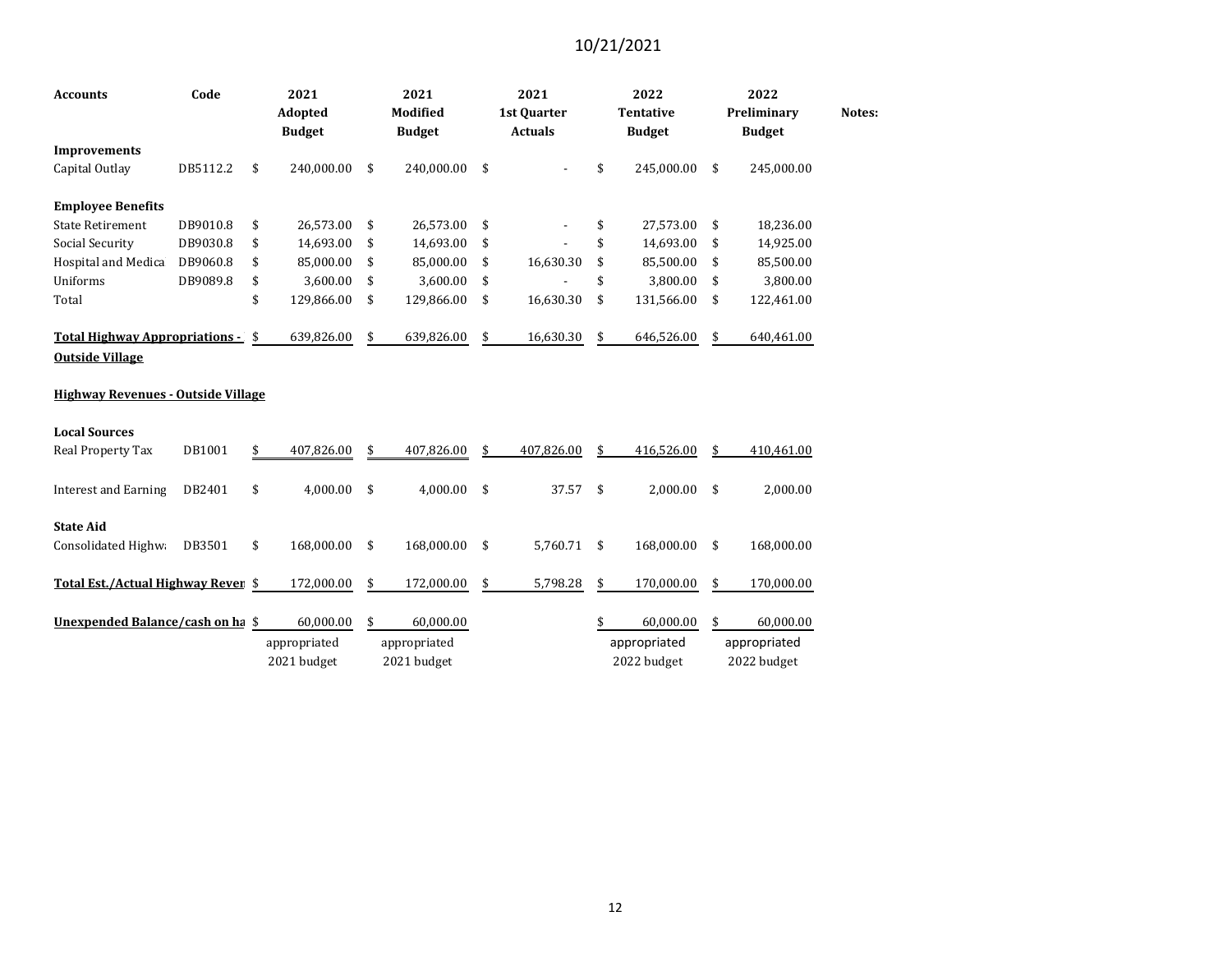10/21/2021

| Accounts | Code | 2021 Adopted Budget | 2021 Modified Budget | 2021 1st Quarter Actuals | 2022 Tentative Budget | 2022 Preliminary Budget | Notes: |
|---|---|---|---|---|---|---|---|
| **Improvements** | | | | | | | |
| Capital Outlay | DB5112.2 | $ 240,000.00 | $ 240,000.00 | $ - | $ 245,000.00 | $ 245,000.00 | |
| | | | | | | | |
| **Employee Benefits** | | | | | | | |
| State Retirement | DB9010.8 | $ 26,573.00 | $ 26,573.00 | $ - | $ 27,573.00 | $ 18,236.00 | |
| Social Security | DB9030.8 | $ 14,693.00 | $ 14,693.00 | $ - | $ 14,693.00 | $ 14,925.00 | |
| Hospital and Medica | DB9060.8 | $ 85,000.00 | $ 85,000.00 | $ 16,630.30 | $ 85,500.00 | $ 85,500.00 | |
| Uniforms | DB9089.8 | $ 3,600.00 | $ 3,600.00 | $ - | $ 3,800.00 | $ 3,800.00 | |
| Total | | $ 129,866.00 | $ 129,866.00 | $ 16,630.30 | $ 131,566.00 | $ 122,461.00 | |
| | | | | | | | |
| **Total Highway Appropriations - Outside Village** | | $ 639,826.00 | $ 639,826.00 | $ 16,630.30 | $ 646,526.00 | $ 640,461.00 | |
| | | | | | | | |
| **Highway Revenues - Outside Village** | | | | | | | |
| | | | | | | | |
| **Local Sources** | | | | | | | |
| Real Property Tax | DB1001 | $ 407,826.00 | $ 407,826.00 | $ 407,826.00 | $ 416,526.00 | $ 410,461.00 | |
| | | | | | | | |
| Interest and Earning | DB2401 | $ 4,000.00 | $ 4,000.00 | $ 37.57 | $ 2,000.00 | $ 2,000.00 | |
| | | | | | | | |
| **State Aid** | | | | | | | |
| Consolidated Highw | DB3501 | $ 168,000.00 | $ 168,000.00 | $ 5,760.71 | $ 168,000.00 | $ 168,000.00 | |
| | | | | | | | |
| **Total Est./Actual Highway Reven** | | $ 172,000.00 | $ 172,000.00 | $ 5,798.28 | $ 170,000.00 | $ 170,000.00 | |
| | | | | | | | |
| **Unexpended Balance/cash on ha** | | $ 60,000.00 | $ 60,000.00 | | $ 60,000.00 | $ 60,000.00 | |
| | | appropriated 2021 budget | appropriated 2021 budget | | appropriated 2022 budget | appropriated 2022 budget | |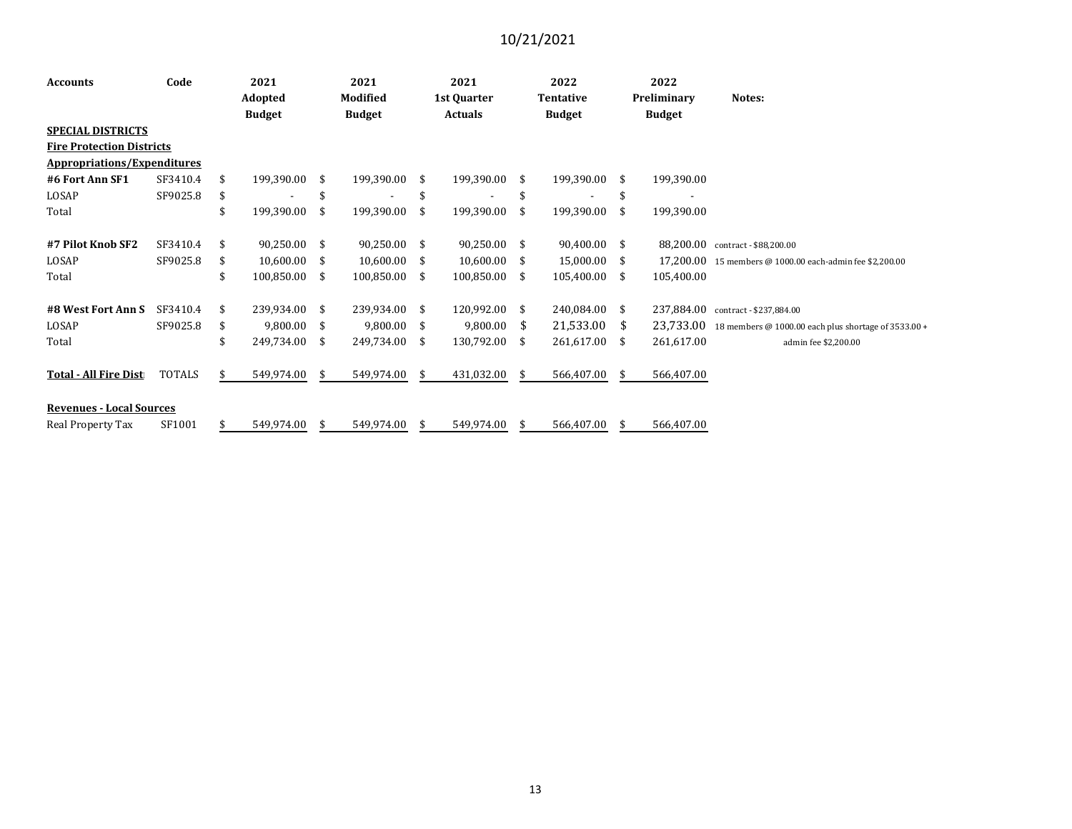10/21/2021

| Accounts | Code | 2021 Adopted Budget | 2021 Modified Budget | 2021 1st Quarter Actuals | 2022 Tentative Budget | 2022 Preliminary Budget | Notes: |
|---|---|---|---|---|---|---|---|
| **SPECIAL DISTRICTS** | | | | | | | |
| **Fire Protection Districts** | | | | | | | |
| **Appropriations/Expenditures** | | | | | | | |
| **#6 Fort Ann SF1** | SF3410.4 | $ 199,390.00 | $ 199,390.00 | $ 199,390.00 | $ 199,390.00 | $ 199,390.00 | |
| LOSAP | SF9025.8 | $ - | $ - | $ - | $ - | $ - | |
| Total | | $ 199,390.00 | $ 199,390.00 | $ 199,390.00 | $ 199,390.00 | $ 199,390.00 | |
| | | | | | | | |
| **#7 Pilot Knob SF2** | SF3410.4 | $ 90,250.00 | $ 90,250.00 | $ 90,250.00 | $ 90,400.00 | $ 88,200.00 | contract - $88,200.00 |
| LOSAP | SF9025.8 | $ 10,600.00 | $ 10,600.00 | $ 10,600.00 | $ 15,000.00 | $ 17,200.00 | 15 members @ 1000.00 each-admin fee $2,200.00 |
| Total | | $ 100,850.00 | $ 100,850.00 | $ 100,850.00 | $ 105,400.00 | $ 105,400.00 | |
| | | | | | | | |
| **#8 West Fort Ann S** | SF3410.4 | $ 239,934.00 | $ 239,934.00 | $ 120,992.00 | $ 240,084.00 | $ 237,884.00 | contract - $237,884.00 |
| LOSAP | SF9025.8 | $ 9,800.00 | $ 9,800.00 | $ 9,800.00 | $ 21,533.00 | $ 23,733.00 | 18 members @ 1000.00 each plus shortage of 3533.00 + |
| Total | | $ 249,734.00 | $ 249,734.00 | $ 130,792.00 | $ 261,617.00 | $ 261,617.00 | admin fee $2,200.00 |
| | | | | | | | |
| **Total - All Fire Dist** | TOTALS | $ 549,974.00 | $ 549,974.00 | $ 431,032.00 | $ 566,407.00 | $ 566,407.00 | |
| | | | | | | | |
| **Revenues - Local Sources** | | | | | | | |
| Real Property Tax | SF1001 | $ 549,974.00 | $ 549,974.00 | $ 549,974.00 | $ 566,407.00 | $ 566,407.00 | |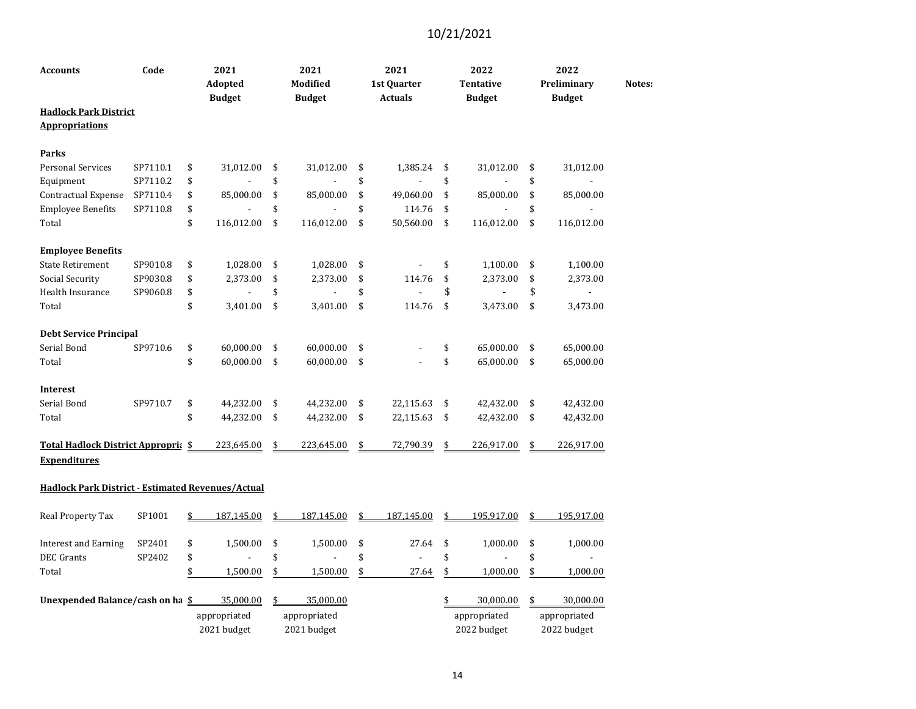10/21/2021

| Accounts | Code | 2021 Adopted Budget | 2021 Modified Budget | 2021 1st Quarter Actuals | 2022 Tentative Budget | 2022 Preliminary Budget | Notes: |
|---|---|---|---|---|---|---|---|
| **Hadlock Park District** | | | | | | | |
| **Appropriations** | | | | | | | |
| **Parks** | | | | | | | |
| Personal Services | SP7110.1 | $ 31,012.00 | $ 31,012.00 | $ 1,385.24 | $ 31,012.00 | $ 31,012.00 | |
| Equipment | SP7110.2 | $ - | $ - | $ - | $ - | $ - | |
| Contractual Expense | SP7110.4 | $ 85,000.00 | $ 85,000.00 | $ 49,060.00 | $ 85,000.00 | $ 85,000.00 | |
| Employee Benefits | SP7110.8 | $ - | $ - | $ 114.76 | $ - | $ - | |
| Total | | $ 116,012.00 | $ 116,012.00 | $ 50,560.00 | $ 116,012.00 | $ 116,012.00 | |
| **Employee Benefits** | | | | | | | |
| State Retirement | SP9010.8 | $ 1,028.00 | $ 1,028.00 | $ - | $ 1,100.00 | $ 1,100.00 | |
| Social Security | SP9030.8 | $ 2,373.00 | $ 2,373.00 | $ 114.76 | $ 2,373.00 | $ 2,373.00 | |
| Health Insurance | SP9060.8 | $ - | $ - | $ - | $ - | $ - | |
| Total | | $ 3,401.00 | $ 3,401.00 | $ 114.76 | $ 3,473.00 | $ 3,473.00 | |
| **Debt Service Principal** | | | | | | | |
| Serial Bond | SP9710.6 | $ 60,000.00 | $ 60,000.00 | $ - | $ 65,000.00 | $ 65,000.00 | |
| Total | | $ 60,000.00 | $ 60,000.00 | $ - | $ 65,000.00 | $ 65,000.00 | |
| **Interest** | | | | | | | |
| Serial Bond | SP9710.7 | $ 44,232.00 | $ 44,232.00 | $ 22,115.63 | $ 42,432.00 | $ 42,432.00 | |
| Total | | $ 44,232.00 | $ 44,232.00 | $ 22,115.63 | $ 42,432.00 | $ 42,432.00 | |
| **Total Hadlock District Appropria** | | $ 223,645.00 | $ 223,645.00 | $ 72,790.39 | $ 226,917.00 | $ 226,917.00 | |
| **Expenditures** | | | | | | | |
| **Hadlock Park District - Estimated Revenues/Actual** | | | | | | | |
| Real Property Tax | SP1001 | $ 187,145.00 | $ 187,145.00 | $ 187,145.00 | $ 195,917.00 | $ 195,917.00 | |
| Interest and Earning | SP2401 | $ 1,500.00 | $ 1,500.00 | $ 27.64 | $ 1,000.00 | $ 1,000.00 | |
| DEC Grants | SP2402 | $ - | $ - | $ - | $ - | $ - | |
| Total | | $ 1,500.00 | $ 1,500.00 | $ 27.64 | $ 1,000.00 | $ 1,000.00 | |
| **Unexpended Balance/cash on ha** | | $ 35,000.00 | $ 35,000.00 | | $ 30,000.00 | $ 30,000.00 | |
| | | appropriated 2021 budget | appropriated 2021 budget | | appropriated 2022 budget | appropriated 2022 budget | |